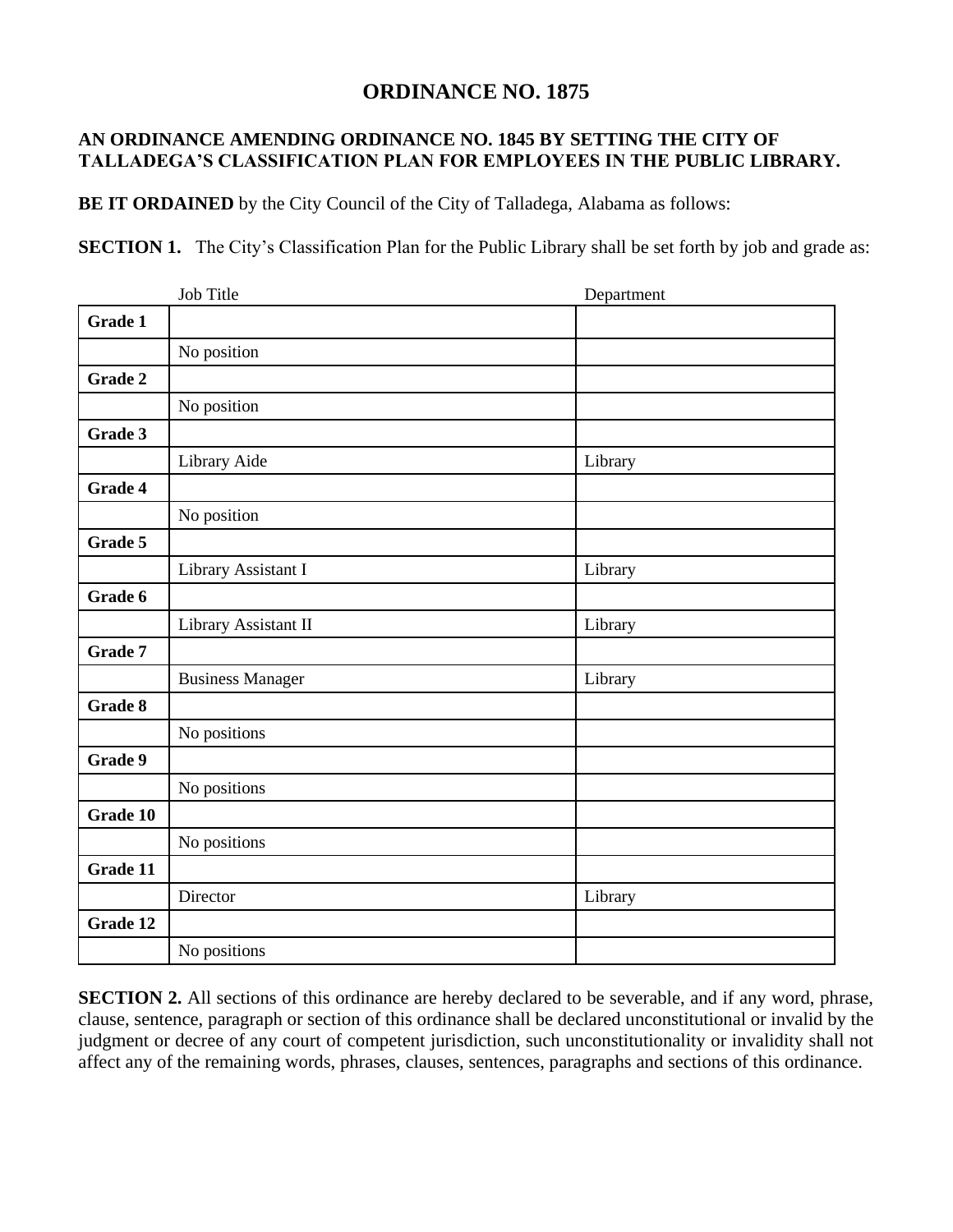# ORDINANCE NO. 1875

**AN ORDINANCE AMENDING ORDINANCE NO. 1845 BY SETTING THE CITY OF TALLADEGA'S CLASSIFICATION PLAN FOR EMPLOYEES IN THE PUBLIC LIBRARY.**

**BE IT ORDAINED** by the City Council of the City of Talladega, Alabama as follows:

**SECTION 1.** The City's Classification Plan for the Public Library shall be set forth by job and grade as:

| | Job Title | Department |
|---|---|---|
| **Grade 1** | | |
| | No position | |
| **Grade 2** | | |
| | No position | |
| **Grade 3** | | |
| | Library Aide | Library |
| **Grade 4** | | |
| | No position | |
| **Grade 5** | | |
| | Library Assistant I | Library |
| **Grade 6** | | |
| | Library Assistant II | Library |
| **Grade 7** | | |
| | Business Manager | Library |
| **Grade 8** | | |
| | No positions | |
| **Grade 9** | | |
| | No positions | |
| **Grade 10** | | |
| | No positions | |
| **Grade 11** | | |
| | Director | Library |
| **Grade 12** | | |
| | No positions | |

**SECTION 2.** All sections of this ordinance are hereby declared to be severable, and if any word, phrase, clause, sentence, paragraph or section of this ordinance shall be declared unconstitutional or invalid by the judgment or decree of any court of competent jurisdiction, such unconstitutionality or invalidity shall not affect any of the remaining words, phrases, clauses, sentences, paragraphs and sections of this ordinance.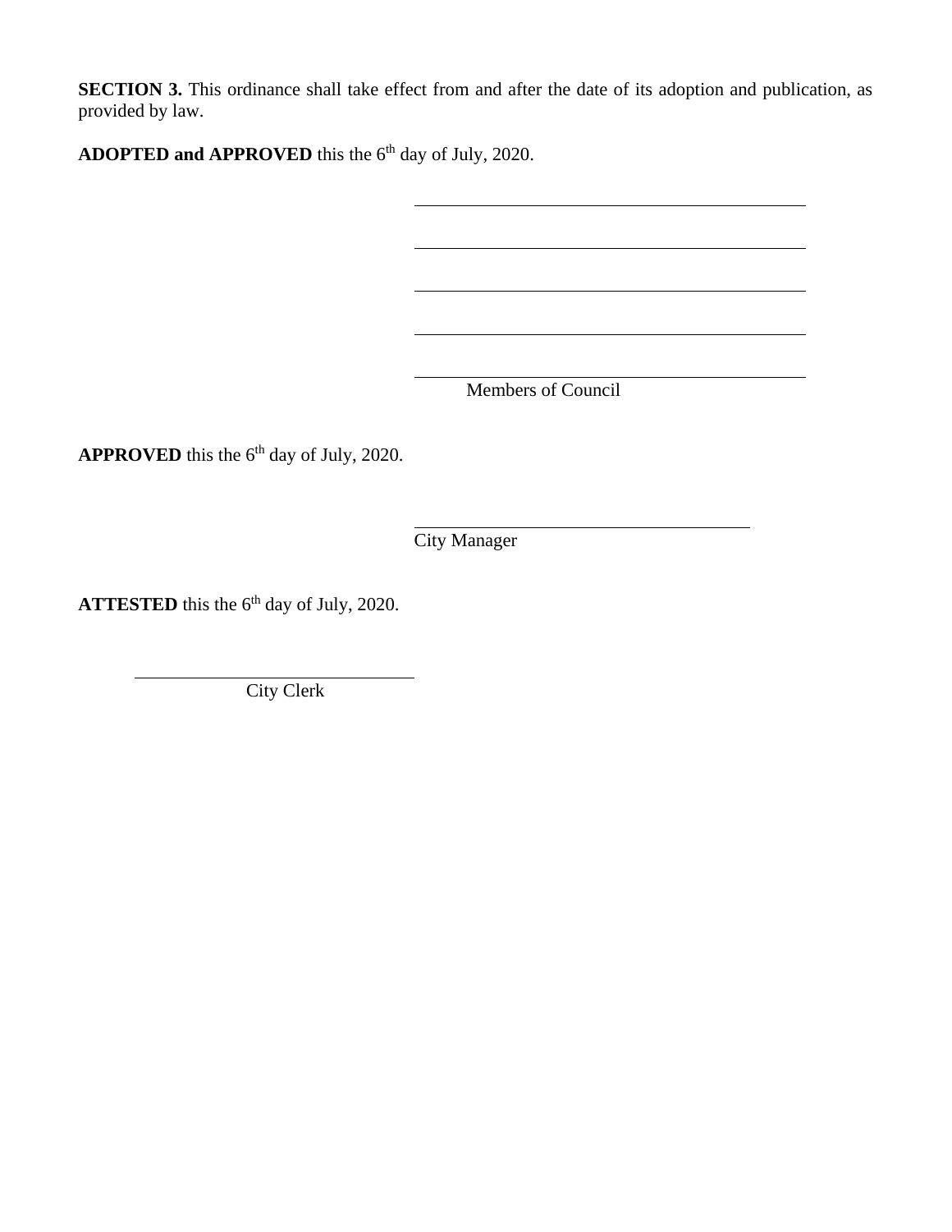**SECTION 3.** This ordinance shall take effect from and after the date of its adoption and publication, as provided by law.

**ADOPTED and APPROVED** this the 6th day of July, 2020.

\_\_\_\_\_\_\_\_\_\_\_\_\_\_\_\_\_\_\_\_\_\_\_\_\_\_\_\_\_\_\_\_\_\_\_\_

\_\_\_\_\_\_\_\_\_\_\_\_\_\_\_\_\_\_\_\_\_\_\_\_\_\_\_\_\_\_\_\_\_\_\_\_

\_\_\_\_\_\_\_\_\_\_\_\_\_\_\_\_\_\_\_\_\_\_\_\_\_\_\_\_\_\_\_\_\_\_\_\_

\_\_\_\_\_\_\_\_\_\_\_\_\_\_\_\_\_\_\_\_\_\_\_\_\_\_\_\_\_\_\_\_\_\_\_\_

\_\_\_\_\_\_\_\_\_\_\_\_\_\_\_\_\_\_\_\_\_\_\_\_\_\_\_\_\_\_\_\_\_\_\_\_

Members of Council

**APPROVED** this the 6th day of July, 2020.

\_\_\_\_\_\_\_\_\_\_\_\_\_\_\_\_\_\_\_\_\_\_\_\_\_\_\_\_\_\_\_\_\_\_\_\_

City Manager

**ATTESTED** this the 6th day of July, 2020.

\_\_\_\_\_\_\_\_\_\_\_\_\_\_\_\_\_\_\_\_\_\_\_\_\_\_\_\_\_\_\_\_\_\_\_\_

City Clerk